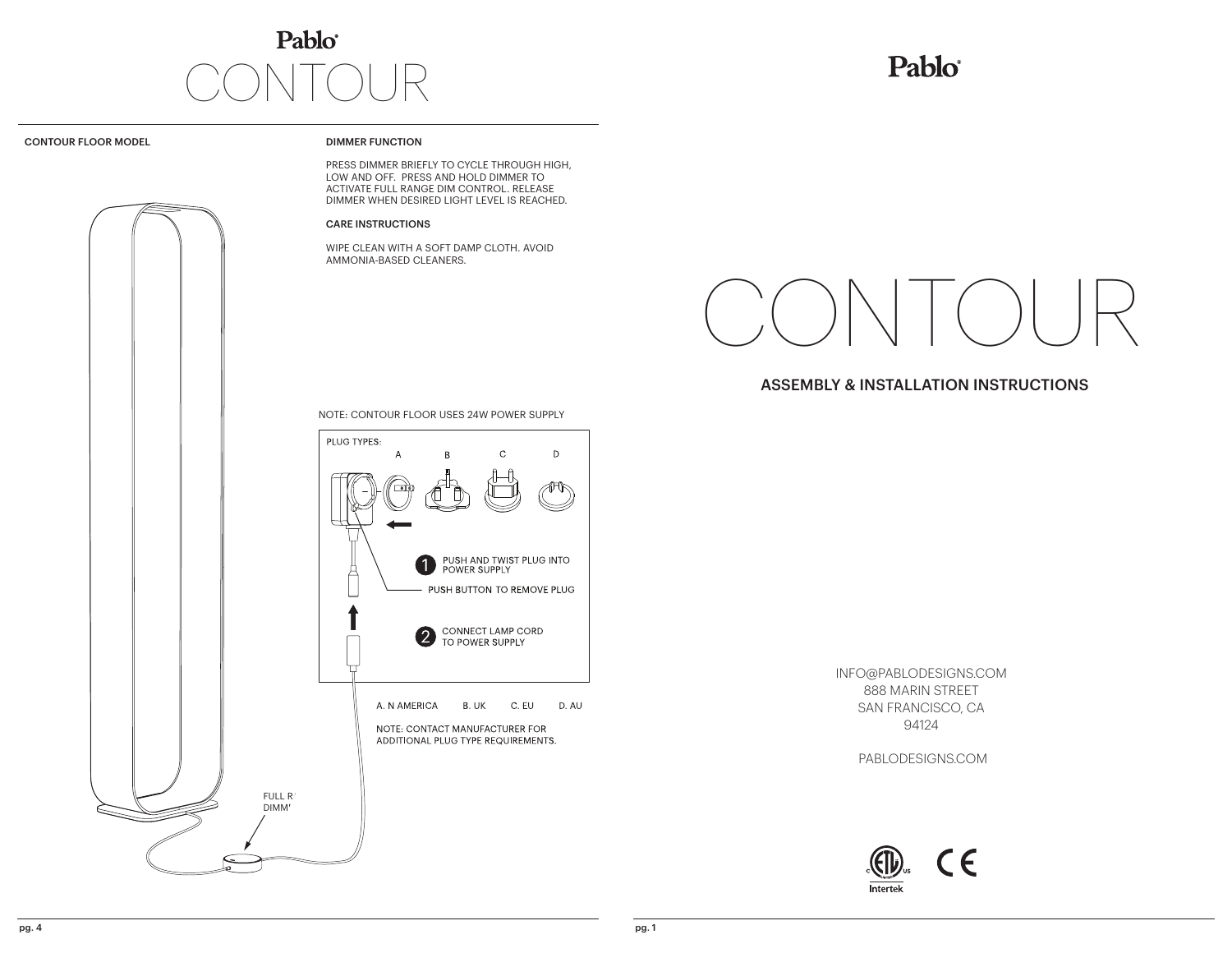# Pablo

# CONTOUR

## CONTOUR FLOOR MODEL

FULL R
DIMM

### DIMMER FUNCTION

PRESS DIMMER BRIEFLY TO CYCLE THROUGH HIGH, LOW AND OFF. PRESS AND HOLD DIMMER TO ACTIVATE FULL RANGE DIM CONTROL. RELEASE DIMMER WHEN DESIRED LIGHT LEVEL IS REACHED.

### CARE INSTRUCTIONS

WIPE CLEAN WITH A SOFT DAMP CLOTH. AVOID AMMONIA-BASED CLEANERS.

NOTE: CONTOUR FLOOR USES 24W POWER SUPPLY

PLUG TYPES: A B C D

1. PUSH AND TWIST PLUG INTO POWER SUPPLY

PUSH BUTTON TO REMOVE PLUG

2. CONNECT LAMP CORD TO POWER SUPPLY

A. N AMERICA B. UK C. EU D. AU

NOTE: CONTACT MANUFACTURER FOR ADDITIONAL PLUG TYPE REQUIREMENTS.

# Pablo

# CONTOUR

## ASSEMBLY & INSTALLATION INSTRUCTIONS

INFO@PABLODESIGNS.COM
888 MARIN STREET
SAN FRANCISCO, CA
94124

PABLODESIGNS.COM

Intertek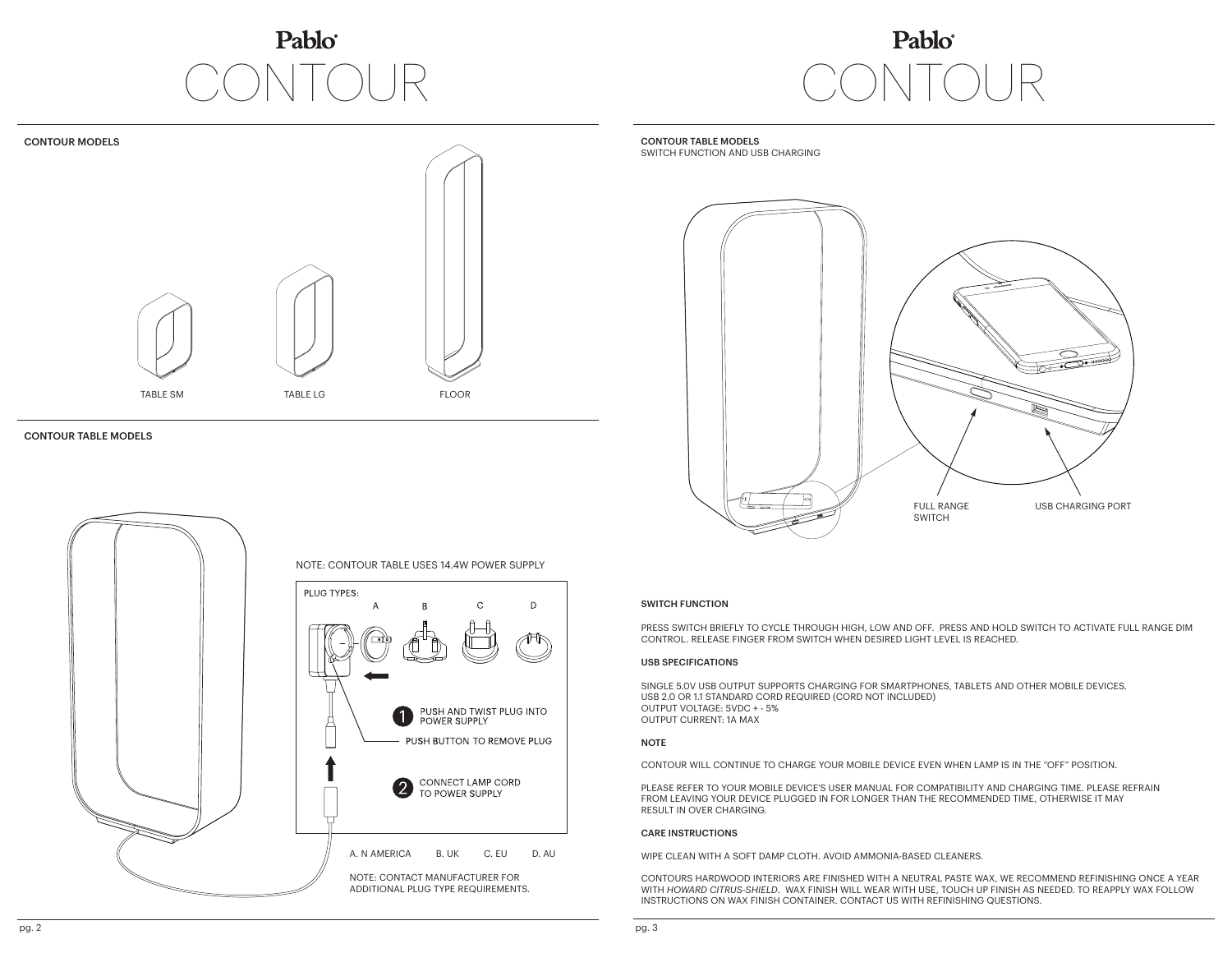# Pablo CONTOUR

## CONTOUR MODELS

TABLE SM

TABLE LG

FLOOR

## CONTOUR TABLE MODELS

NOTE: CONTOUR TABLE USES 14.4W POWER SUPPLY

PLUG TYPES:

A B C D

1 PUSH AND TWIST PLUG INTO POWER SUPPLY

PUSH BUTTON TO REMOVE PLUG

2 CONNECT LAMP CORD TO POWER SUPPLY

A. N AMERICA B. UK C. EU D. AU

NOTE: CONTACT MANUFACTURER FOR ADDITIONAL PLUG TYPE REQUIREMENTS.

# Pablo CONTOUR

## CONTOUR TABLE MODELS

SWITCH FUNCTION AND USB CHARGING

FULL RANGE SWITCH

USB CHARGING PORT

### SWITCH FUNCTION

PRESS SWITCH BRIEFLY TO CYCLE THROUGH HIGH, LOW AND OFF. PRESS AND HOLD SWITCH TO ACTIVATE FULL RANGE DIM CONTROL. RELEASE FINGER FROM SWITCH WHEN DESIRED LIGHT LEVEL IS REACHED.

### USB SPECIFICATIONS

SINGLE 5.0V USB OUTPUT SUPPORTS CHARGING FOR SMARTPHONES, TABLETS AND OTHER MOBILE DEVICES.
USB 2.0 OR 1.1 STANDARD CORD REQUIRED (CORD NOT INCLUDED)
OUTPUT VOLTAGE: 5VDC + - 5%
OUTPUT CURRENT: 1A MAX

### NOTE

CONTOUR WILL CONTINUE TO CHARGE YOUR MOBILE DEVICE EVEN WHEN LAMP IS IN THE "OFF" POSITION.

PLEASE REFER TO YOUR MOBILE DEVICE'S USER MANUAL FOR COMPATIBILITY AND CHARGING TIME. PLEASE REFRAIN FROM LEAVING YOUR DEVICE PLUGGED IN FOR LONGER THAN THE RECOMMENDED TIME, OTHERWISE IT MAY RESULT IN OVER CHARGING.

### CARE INSTRUCTIONS

WIPE CLEAN WITH A SOFT DAMP CLOTH. AVOID AMMONIA-BASED CLEANERS.

CONTOURS HARDWOOD INTERIORS ARE FINISHED WITH A NEUTRAL PASTE WAX, WE RECOMMEND REFINISHING ONCE A YEAR WITH *HOWARD CITRUS-SHIELD*. WAX FINISH WILL WEAR WITH USE, TOUCH UP FINISH AS NEEDED. TO REAPPLY WAX FOLLOW INSTRUCTIONS ON WAX FINISH CONTAINER. CONTACT US WITH REFINISHING QUESTIONS.